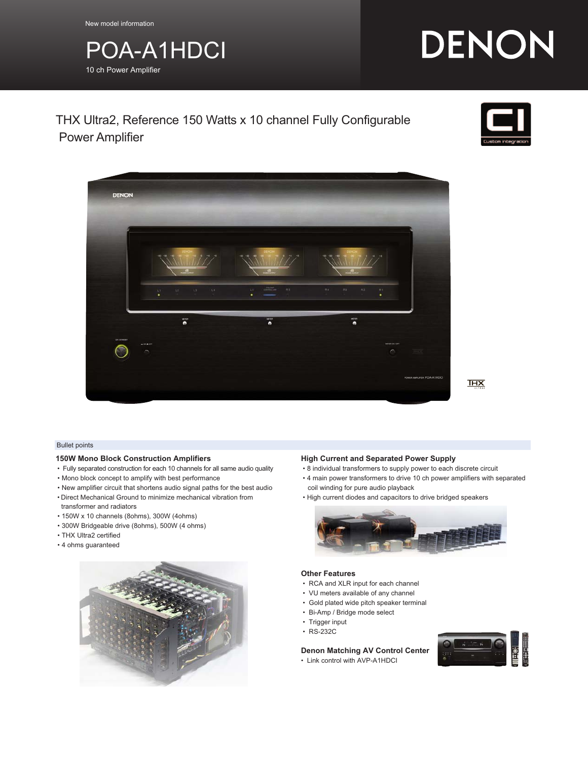New model information

# POA-A1HDCI

10 ch Power Amplifier

DENON

## THX Ultra2, Reference 150 Watts x 10 channel Fully Configurable Power Amplifier

Bullet points

### 150W Mono Block Construction Amplifiers

- Fully separated construction for each 10 channels for all same audio quality
- Mono block concept to amplify with best performance
- New amplifier circuit that shortens audio signal paths for the best audio
- Direct Mechanical Ground to minimize mechanical vibration from transformer and radiators
- 150W x 10 channels (8ohms), 300W (4ohms)
- 300W Bridgeable drive (8ohms), 500W (4 ohms)
- THX Ultra2 certified
- 4 ohms guaranteed

### High Current and Separated Power Supply

- 8 individual transformers to supply power to each discrete circuit
- 4 main power transformers to drive 10 ch power amplifiers with separated coil winding for pure audio playback
- High current diodes and capacitors to drive bridged speakers

### Other Features

- RCA and XLR input for each channel
- VU meters available of any channel
- Gold plated wide pitch speaker terminal
- Bi-Amp / Bridge mode select
- Trigger input
- RS-232C

### Denon Matching AV Control Center

- Link control with AVP-A1HDCI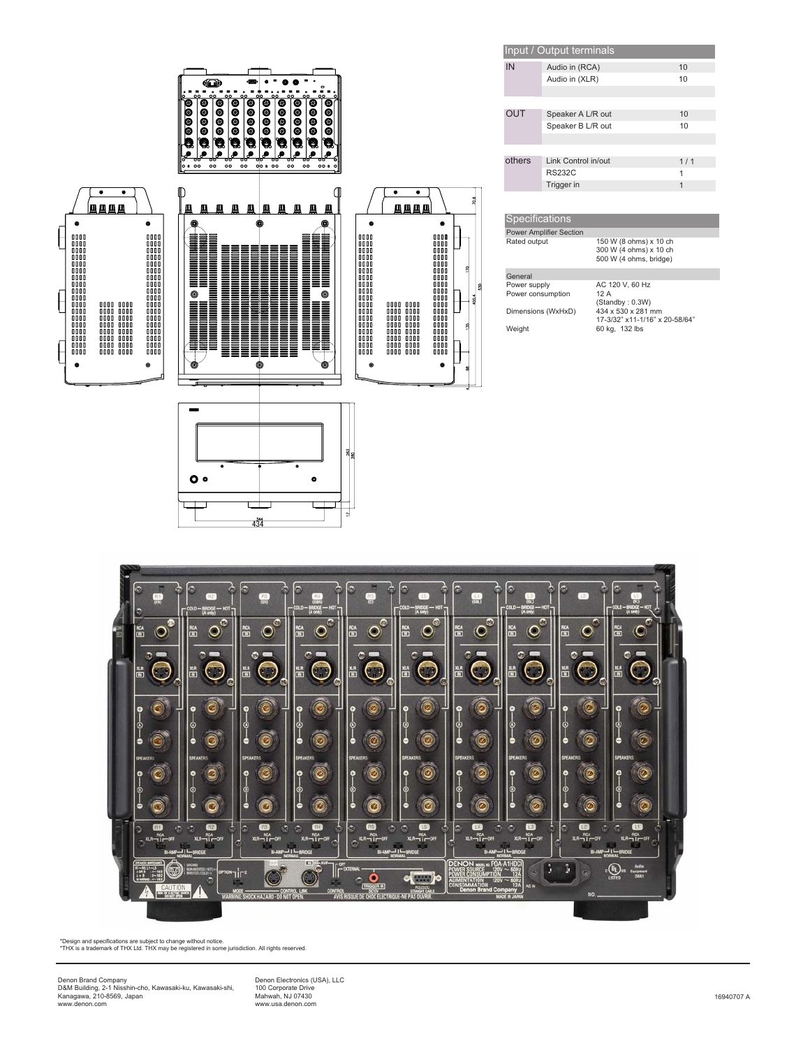## Input / Output terminals

| | | |
|---|---|---|
| IN | Audio in (RCA) | 10 |
| | Audio in (XLR) | 10 |
| OUT | Speaker A L/R out | 10 |
| | Speaker B L/R out | 10 |
| others | Link Control in/out | 1 / 1 |
| | RS232C | 1 |
| | Trigger in | 1 |

## Specifications

| | |
|---|---|
| **Power Amplifier Section** | |
| Rated output | 150 W (8 ohms) x 10 ch<br>300 W (4 ohms) x 10 ch<br>500 W (4 ohms, bridge) |
| **General** | |
| Power supply | AC 120 V, 60 Hz |
| Power consumption | 12 A<br>(Standby : 0.3W) |
| Dimensions (WxHxD) | 434 x 530 x 281 mm<br>17-3/32" x11-1/16" x 20-58/64" |
| Weight | 60 kg, 132 lbs |

*Design and specifications are subject to change without notice.
*THX is a trademark of THX Ltd. THX may be registered in some jurisdiction. All rights reserved.

Denon Brand Company
D&M Building, 2-1 Nisshin-cho, Kawasaki-ku, Kawasaki-shi,
Kanagawa, 210-8569, Japan
www.denon.com

Denon Electronics (USA), LLC
100 Corporate Drive
Mahwah, NJ 07430
www.usa.denon.com

16940707 A